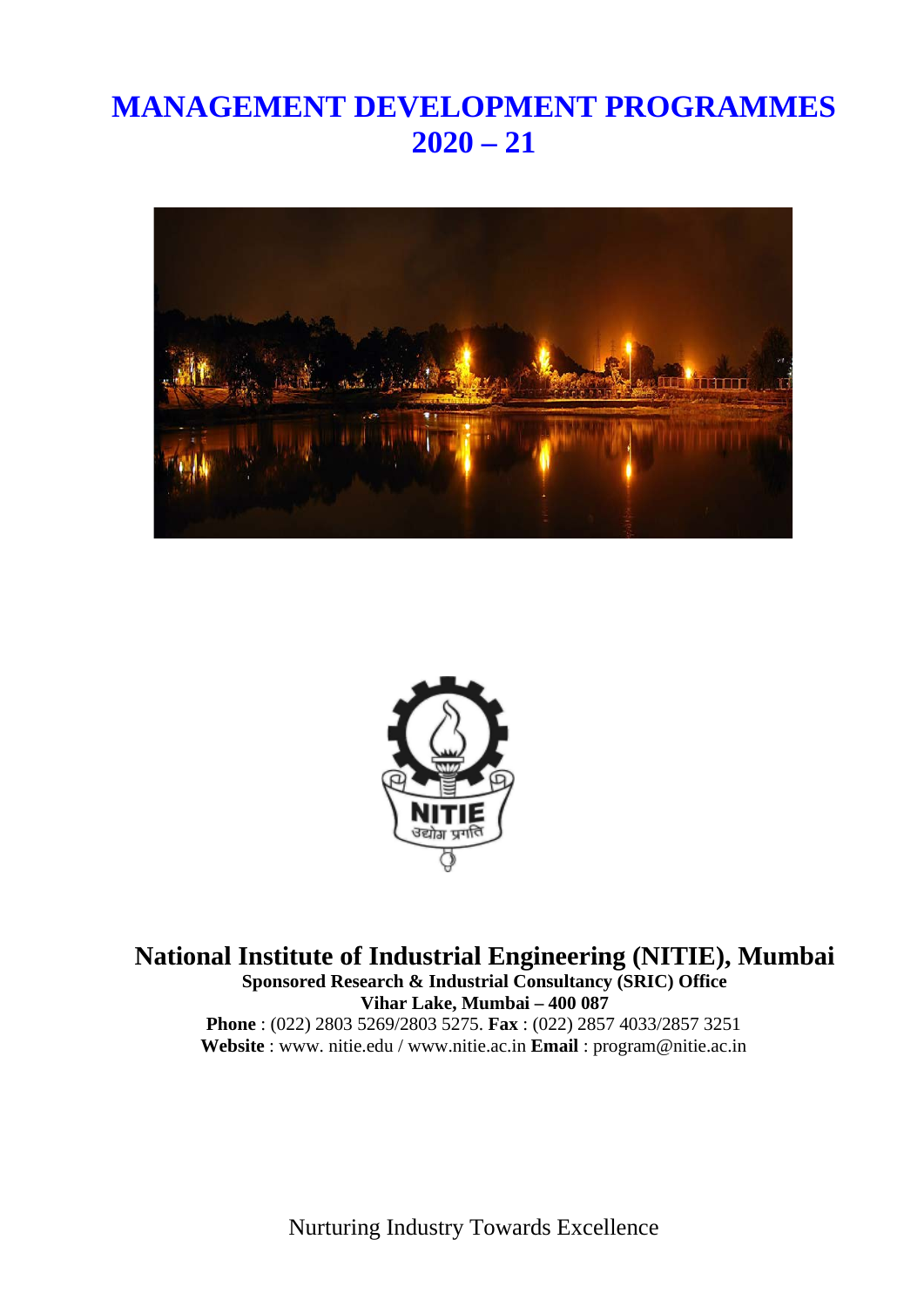# MANAGEMENT DEVELOPMENT PROGRAMMES 2020 – 21

## National Institute of Industrial Engineering (NITIE), Mumbai

**Sponsored Research & Industrial Consultancy (SRIC) Office**

**Vihar Lake, Mumbai – 400 087**

**Phone** : (022) 2803 5269/2803 5275. **Fax** : (022) 2857 4033/2857 3251

**Website** : www. nitie.edu / www.nitie.ac.in **Email** : program@nitie.ac.in

Nurturing Industry Towards Excellence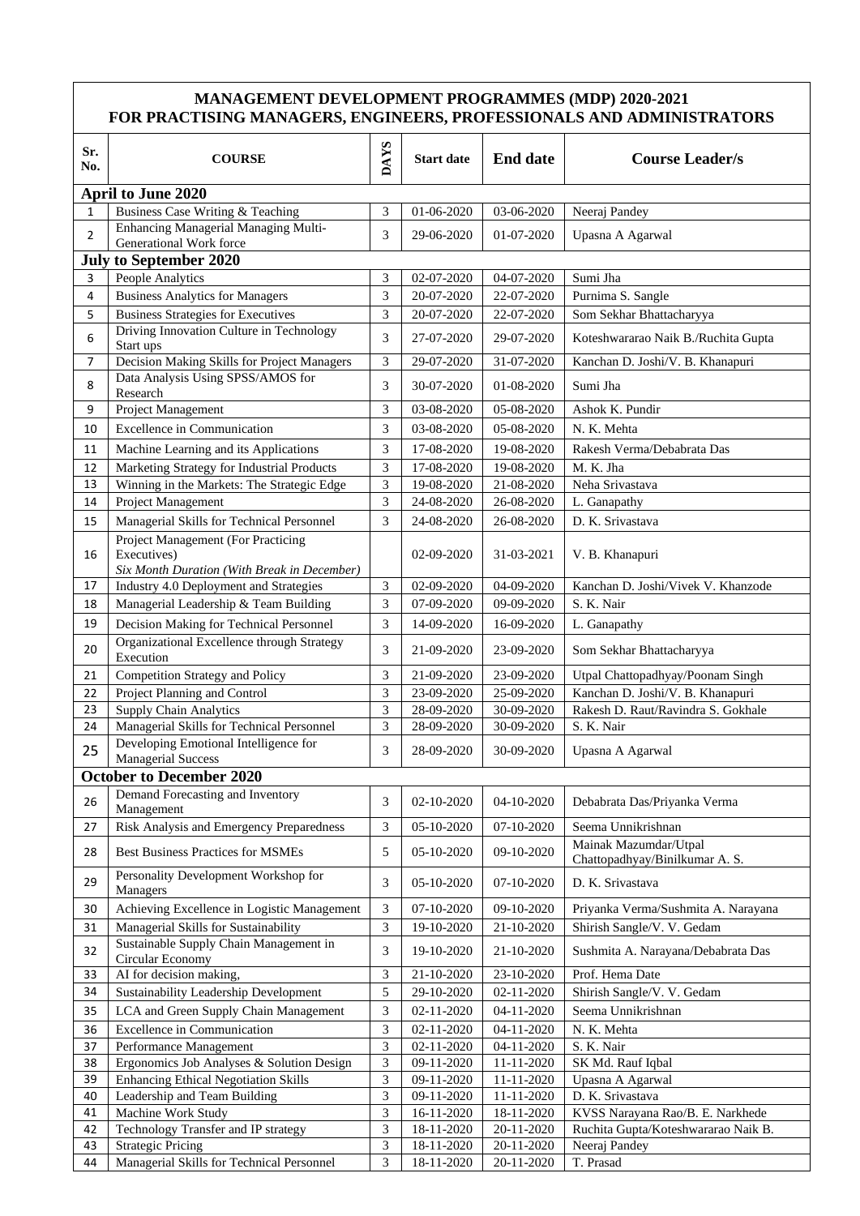# MANAGEMENT DEVELOPMENT PROGRAMMES (MDP) 2020-2021
## FOR PRACTISING MANAGERS, ENGINEERS, PROFESSIONALS AND ADMINISTRATORS

| Sr. No. | COURSE | DAYS | Start date | End date | Course Leader/s |
|---|---|---|---|---|---|
| **April to June 2020** | | | | | |
| 1 | Business Case Writing & Teaching | 3 | 01-06-2020 | 03-06-2020 | Neeraj Pandey |
| 2 | Enhancing Managerial Managing Multi-Generational Work force | 3 | 29-06-2020 | 01-07-2020 | Upasna A Agarwal |
| **July to September 2020** | | | | | |
| 3 | People Analytics | 3 | 02-07-2020 | 04-07-2020 | Sumi Jha |
| 4 | Business Analytics for Managers | 3 | 20-07-2020 | 22-07-2020 | Purnima S. Sangle |
| 5 | Business Strategies for Executives | 3 | 20-07-2020 | 22-07-2020 | Som Sekhar Bhattacharyya |
| 6 | Driving Innovation Culture in Technology Start ups | 3 | 27-07-2020 | 29-07-2020 | Koteshwararao Naik B./Ruchita Gupta |
| 7 | Decision Making Skills for Project Managers | 3 | 29-07-2020 | 31-07-2020 | Kanchan D. Joshi/V. B. Khanapuri |
| 8 | Data Analysis Using SPSS/AMOS for Research | 3 | 30-07-2020 | 01-08-2020 | Sumi Jha |
| 9 | Project Management | 3 | 03-08-2020 | 05-08-2020 | Ashok K. Pundir |
| 10 | Excellence in Communication | 3 | 03-08-2020 | 05-08-2020 | N. K. Mehta |
| 11 | Machine Learning and its Applications | 3 | 17-08-2020 | 19-08-2020 | Rakesh Verma/Debabrata Das |
| 12 | Marketing Strategy for Industrial Products | 3 | 17-08-2020 | 19-08-2020 | M. K. Jha |
| 13 | Winning in the Markets: The Strategic Edge | 3 | 19-08-2020 | 21-08-2020 | Neha Srivastava |
| 14 | Project Management | 3 | 24-08-2020 | 26-08-2020 | L. Ganapathy |
| 15 | Managerial Skills for Technical Personnel | 3 | 24-08-2020 | 26-08-2020 | D. K. Srivastava |
| 16 | Project Management (For Practicing Executives) *Six Month Duration (With Break in December)* | | 02-09-2020 | 31-03-2021 | V. B. Khanapuri |
| 17 | Industry 4.0 Deployment and Strategies | 3 | 02-09-2020 | 04-09-2020 | Kanchan D. Joshi/Vivek V. Khanzode |
| 18 | Managerial Leadership & Team Building | 3 | 07-09-2020 | 09-09-2020 | S. K. Nair |
| 19 | Decision Making for Technical Personnel | 3 | 14-09-2020 | 16-09-2020 | L. Ganapathy |
| 20 | Organizational Excellence through Strategy Execution | 3 | 21-09-2020 | 23-09-2020 | Som Sekhar Bhattacharyya |
| 21 | Competition Strategy and Policy | 3 | 21-09-2020 | 23-09-2020 | Utpal Chattopadhyay/Poonam Singh |
| 22 | Project Planning and Control | 3 | 23-09-2020 | 25-09-2020 | Kanchan D. Joshi/V. B. Khanapuri |
| 23 | Supply Chain Analytics | 3 | 28-09-2020 | 30-09-2020 | Rakesh D. Raut/Ravindra S. Gokhale |
| 24 | Managerial Skills for Technical Personnel | 3 | 28-09-2020 | 30-09-2020 | S. K. Nair |
| 25 | Developing Emotional Intelligence for Managerial Success | 3 | 28-09-2020 | 30-09-2020 | Upasna A Agarwal |
| **October to December 2020** | | | | | |
| 26 | Demand Forecasting and Inventory Management | 3 | 02-10-2020 | 04-10-2020 | Debabrata Das/Priyanka Verma |
| 27 | Risk Analysis and Emergency Preparedness | 3 | 05-10-2020 | 07-10-2020 | Seema Unnikrishnan |
| 28 | Best Business Practices for MSMEs | 5 | 05-10-2020 | 09-10-2020 | Mainak Mazumdar/Utpal Chattopadhyay/Binilkumar A. S. |
| 29 | Personality Development Workshop for Managers | 3 | 05-10-2020 | 07-10-2020 | D. K. Srivastava |
| 30 | Achieving Excellence in Logistic Management | 3 | 07-10-2020 | 09-10-2020 | Priyanka Verma/Sushmita A. Narayana |
| 31 | Managerial Skills for Sustainability | 3 | 19-10-2020 | 21-10-2020 | Shirish Sangle/V. V. Gedam |
| 32 | Sustainable Supply Chain Management in Circular Economy | 3 | 19-10-2020 | 21-10-2020 | Sushmita A. Narayana/Debabrata Das |
| 33 | AI for decision making, | 3 | 21-10-2020 | 23-10-2020 | Prof. Hema Date |
| 34 | Sustainability Leadership Development | 5 | 29-10-2020 | 02-11-2020 | Shirish Sangle/V. V. Gedam |
| 35 | LCA and Green Supply Chain Management | 3 | 02-11-2020 | 04-11-2020 | Seema Unnikrishnan |
| 36 | Excellence in Communication | 3 | 02-11-2020 | 04-11-2020 | N. K. Mehta |
| 37 | Performance Management | 3 | 02-11-2020 | 04-11-2020 | S. K. Nair |
| 38 | Ergonomics Job Analyses & Solution Design | 3 | 09-11-2020 | 11-11-2020 | SK Md. Rauf Iqbal |
| 39 | Enhancing Ethical Negotiation Skills | 3 | 09-11-2020 | 11-11-2020 | Upasna A Agarwal |
| 40 | Leadership and Team Building | 3 | 09-11-2020 | 11-11-2020 | D. K. Srivastava |
| 41 | Machine Work Study | 3 | 16-11-2020 | 18-11-2020 | KVSS Narayana Rao/B. E. Narkhede |
| 42 | Technology Transfer and IP strategy | 3 | 18-11-2020 | 20-11-2020 | Ruchita Gupta/Koteshwararao Naik B. |
| 43 | Strategic Pricing | 3 | 18-11-2020 | 20-11-2020 | Neeraj Pandey |
| 44 | Managerial Skills for Technical Personnel | 3 | 18-11-2020 | 20-11-2020 | T. Prasad |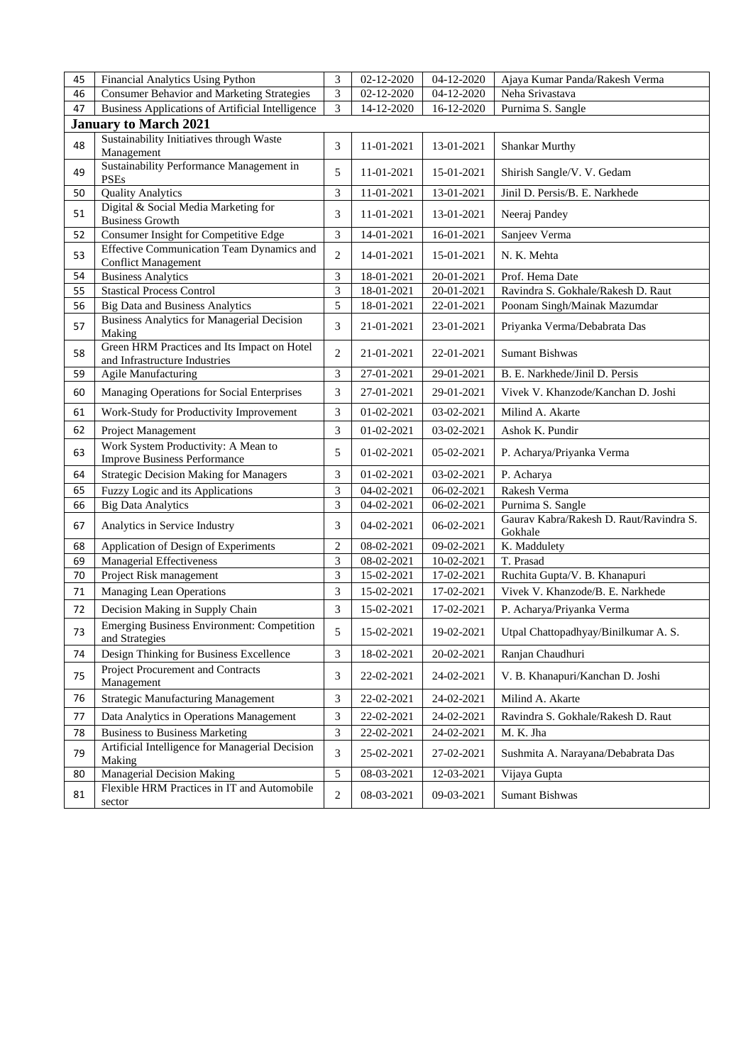| 45 | Financial Analytics Using Python | 3 | 02-12-2020 | 04-12-2020 | Ajaya Kumar Panda/Rakesh Verma |
|---|---|---|---|---|---|
| 46 | Consumer Behavior and Marketing Strategies | 3 | 02-12-2020 | 04-12-2020 | Neha Srivastava |
| 47 | Business Applications of Artificial Intelligence | 3 | 14-12-2020 | 16-12-2020 | Purnima S. Sangle |
| **January to March 2021** | | | | | |
| 48 | Sustainability Initiatives through Waste Management | 3 | 11-01-2021 | 13-01-2021 | Shankar Murthy |
| 49 | Sustainability Performance Management in PSEs | 5 | 11-01-2021 | 15-01-2021 | Shirish Sangle/V. V. Gedam |
| 50 | Quality Analytics | 3 | 11-01-2021 | 13-01-2021 | Jinil D. Persis/B. E. Narkhede |
| 51 | Digital & Social Media Marketing for Business Growth | 3 | 11-01-2021 | 13-01-2021 | Neeraj Pandey |
| 52 | Consumer Insight for Competitive Edge | 3 | 14-01-2021 | 16-01-2021 | Sanjeev Verma |
| 53 | Effective Communication Team Dynamics and Conflict Management | 2 | 14-01-2021 | 15-01-2021 | N. K. Mehta |
| 54 | Business Analytics | 3 | 18-01-2021 | 20-01-2021 | Prof. Hema Date |
| 55 | Stastical Process Control | 3 | 18-01-2021 | 20-01-2021 | Ravindra S. Gokhale/Rakesh D. Raut |
| 56 | Big Data and Business Analytics | 5 | 18-01-2021 | 22-01-2021 | Poonam Singh/Mainak Mazumdar |
| 57 | Business Analytics for Managerial Decision Making | 3 | 21-01-2021 | 23-01-2021 | Priyanka Verma/Debabrata Das |
| 58 | Green HRM Practices and Its Impact on Hotel and Infrastructure Industries | 2 | 21-01-2021 | 22-01-2021 | Sumant Bishwas |
| 59 | Agile Manufacturing | 3 | 27-01-2021 | 29-01-2021 | B. E. Narkhede/Jinil D. Persis |
| 60 | Managing Operations for Social Enterprises | 3 | 27-01-2021 | 29-01-2021 | Vivek V. Khanzode/Kanchan D. Joshi |
| 61 | Work-Study for Productivity Improvement | 3 | 01-02-2021 | 03-02-2021 | Milind A. Akarte |
| 62 | Project Management | 3 | 01-02-2021 | 03-02-2021 | Ashok K. Pundir |
| 63 | Work System Productivity: A Mean to Improve Business Performance | 5 | 01-02-2021 | 05-02-2021 | P. Acharya/Priyanka Verma |
| 64 | Strategic Decision Making for Managers | 3 | 01-02-2021 | 03-02-2021 | P. Acharya |
| 65 | Fuzzy Logic and its Applications | 3 | 04-02-2021 | 06-02-2021 | Rakesh Verma |
| 66 | Big Data Analytics | 3 | 04-02-2021 | 06-02-2021 | Purnima S. Sangle |
| 67 | Analytics in Service Industry | 3 | 04-02-2021 | 06-02-2021 | Gaurav Kabra/Rakesh D. Raut/Ravindra S. Gokhale |
| 68 | Application of Design of Experiments | 2 | 08-02-2021 | 09-02-2021 | K. Maddulety |
| 69 | Managerial Effectiveness | 3 | 08-02-2021 | 10-02-2021 | T. Prasad |
| 70 | Project Risk management | 3 | 15-02-2021 | 17-02-2021 | Ruchita Gupta/V. B. Khanapuri |
| 71 | Managing Lean Operations | 3 | 15-02-2021 | 17-02-2021 | Vivek V. Khanzode/B. E. Narkhede |
| 72 | Decision Making in Supply Chain | 3 | 15-02-2021 | 17-02-2021 | P. Acharya/Priyanka Verma |
| 73 | Emerging Business Environment: Competition and Strategies | 5 | 15-02-2021 | 19-02-2021 | Utpal Chattopadhyay/Binilkumar A. S. |
| 74 | Design Thinking for Business Excellence | 3 | 18-02-2021 | 20-02-2021 | Ranjan Chaudhuri |
| 75 | Project Procurement and Contracts Management | 3 | 22-02-2021 | 24-02-2021 | V. B. Khanapuri/Kanchan D. Joshi |
| 76 | Strategic Manufacturing Management | 3 | 22-02-2021 | 24-02-2021 | Milind A. Akarte |
| 77 | Data Analytics in Operations Management | 3 | 22-02-2021 | 24-02-2021 | Ravindra S. Gokhale/Rakesh D. Raut |
| 78 | Business to Business Marketing | 3 | 22-02-2021 | 24-02-2021 | M. K. Jha |
| 79 | Artificial Intelligence for Managerial Decision Making | 3 | 25-02-2021 | 27-02-2021 | Sushmita A. Narayana/Debabrata Das |
| 80 | Managerial Decision Making | 5 | 08-03-2021 | 12-03-2021 | Vijaya Gupta |
| 81 | Flexible HRM Practices in IT and Automobile sector | 2 | 08-03-2021 | 09-03-2021 | Sumant Bishwas |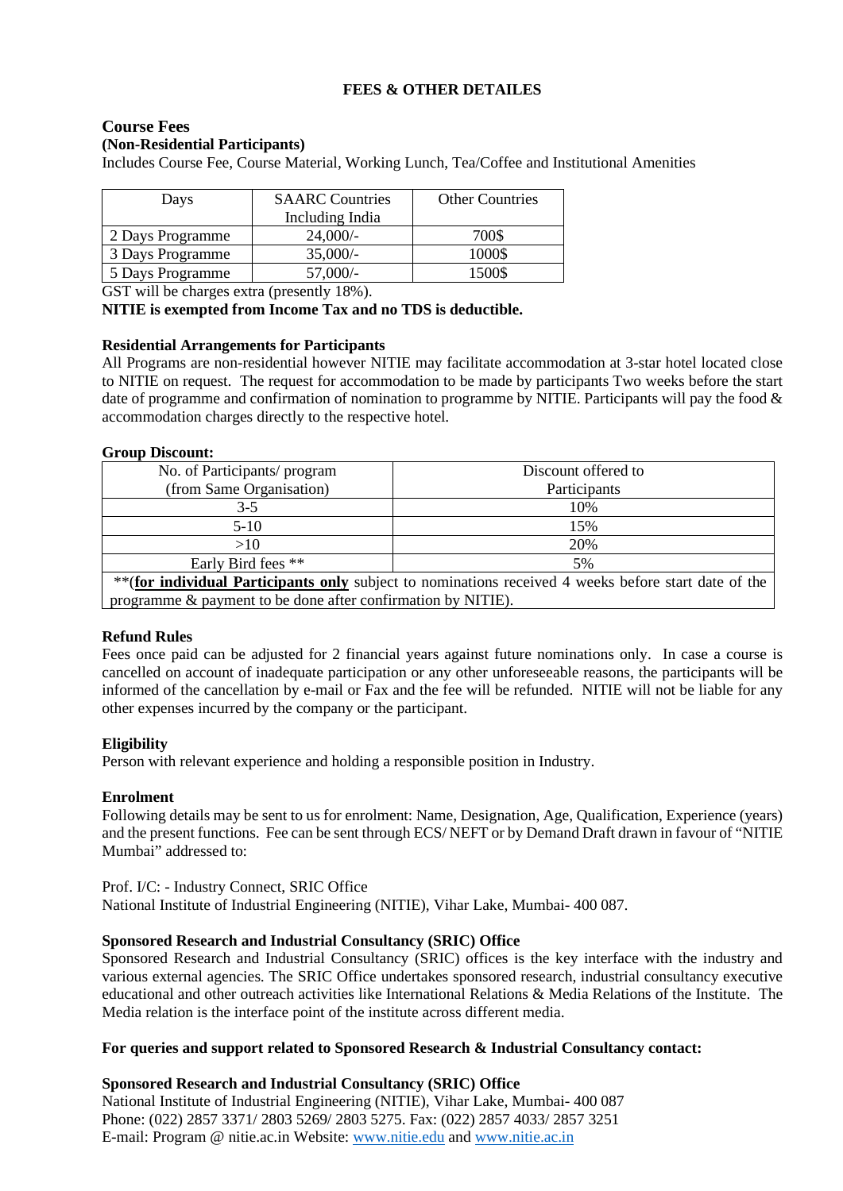## FEES & OTHER DETAILES

### Course Fees

**(Non-Residential Participants)**

Includes Course Fee, Course Material, Working Lunch, Tea/Coffee and Institutional Amenities

| Days | SAARC Countries Including India | Other Countries |
|---|---|---|
| 2 Days Programme | 24,000/- | 700$ |
| 3 Days Programme | 35,000/- | 1000$ |
| 5 Days Programme | 57,000/- | 1500$ |

GST will be charges extra (presently 18%).

**NITIE is exempted from Income Tax and no TDS is deductible.**

**Residential Arrangements for Participants**

All Programs are non-residential however NITIE may facilitate accommodation at 3-star hotel located close to NITIE on request. The request for accommodation to be made by participants Two weeks before the start date of programme and confirmation of nomination to programme by NITIE. Participants will pay the food & accommodation charges directly to the respective hotel.

**Group Discount:**

| No. of Participants/ program (from Same Organisation) | Discount offered to Participants |
|---|---|
| 3-5 | 10% |
| 5-10 | 15% |
| >10 | 20% |
| Early Bird fees ** | 5% |
| **(**for individual Participants only** subject to nominations received 4 weeks before start date of the programme & payment to be done after confirmation by NITIE). | |

**Refund Rules**

Fees once paid can be adjusted for 2 financial years against future nominations only. In case a course is cancelled on account of inadequate participation or any other unforeseeable reasons, the participants will be informed of the cancellation by e-mail or Fax and the fee will be refunded. NITIE will not be liable for any other expenses incurred by the company or the participant.

**Eligibility**

Person with relevant experience and holding a responsible position in Industry.

**Enrolment**

Following details may be sent to us for enrolment: Name, Designation, Age, Qualification, Experience (years) and the present functions. Fee can be sent through ECS/ NEFT or by Demand Draft drawn in favour of "NITIE Mumbai" addressed to:

Prof. I/C: - Industry Connect, SRIC Office
National Institute of Industrial Engineering (NITIE), Vihar Lake, Mumbai- 400 087.

**Sponsored Research and Industrial Consultancy (SRIC) Office**

Sponsored Research and Industrial Consultancy (SRIC) offices is the key interface with the industry and various external agencies. The SRIC Office undertakes sponsored research, industrial consultancy executive educational and other outreach activities like International Relations & Media Relations of the Institute. The Media relation is the interface point of the institute across different media.

**For queries and support related to Sponsored Research & Industrial Consultancy contact:**

**Sponsored Research and Industrial Consultancy (SRIC) Office**

National Institute of Industrial Engineering (NITIE), Vihar Lake, Mumbai- 400 087
Phone: (022) 2857 3371/ 2803 5269/ 2803 5275. Fax: (022) 2857 4033/ 2857 3251
E-mail: Program @ nitie.ac.in Website: www.nitie.edu and www.nitie.ac.in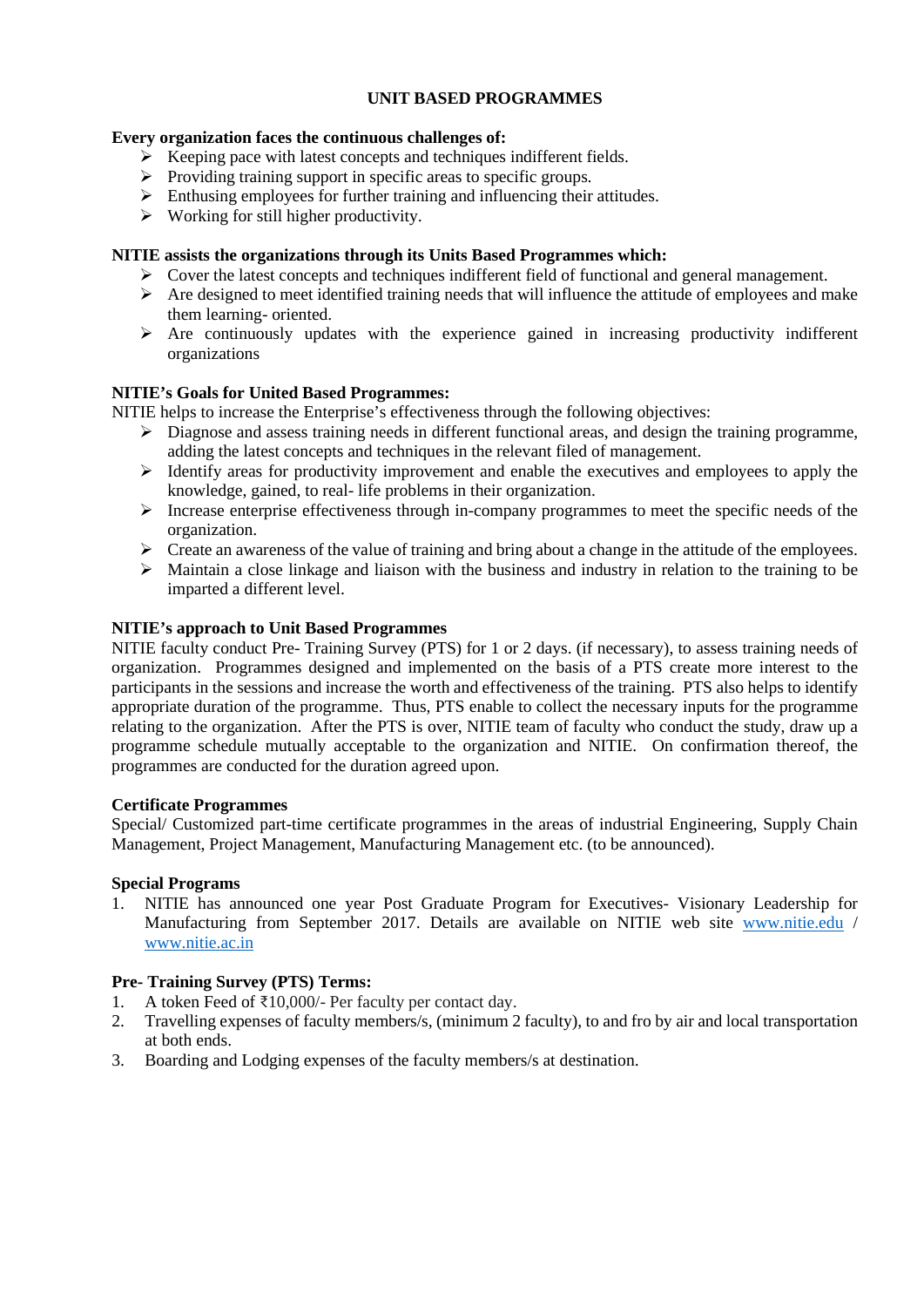## UNIT BASED PROGRAMMES

**Every organization faces the continuous challenges of:**

- Keeping pace with latest concepts and techniques indifferent fields.
- Providing training support in specific areas to specific groups.
- Enthusing employees for further training and influencing their attitudes.
- Working for still higher productivity.

**NITIE assists the organizations through its Units Based Programmes which:**

- Cover the latest concepts and techniques indifferent field of functional and general management.
- Are designed to meet identified training needs that will influence the attitude of employees and make them learning- oriented.
- Are continuously updates with the experience gained in increasing productivity indifferent organizations

**NITIE's Goals for United Based Programmes:**

NITIE helps to increase the Enterprise's effectiveness through the following objectives:

- Diagnose and assess training needs in different functional areas, and design the training programme, adding the latest concepts and techniques in the relevant filed of management.
- Identify areas for productivity improvement and enable the executives and employees to apply the knowledge, gained, to real- life problems in their organization.
- Increase enterprise effectiveness through in-company programmes to meet the specific needs of the organization.
- Create an awareness of the value of training and bring about a change in the attitude of the employees.
- Maintain a close linkage and liaison with the business and industry in relation to the training to be imparted a different level.

**NITIE's approach to Unit Based Programmes**

NITIE faculty conduct Pre- Training Survey (PTS) for 1 or 2 days. (if necessary), to assess training needs of organization. Programmes designed and implemented on the basis of a PTS create more interest to the participants in the sessions and increase the worth and effectiveness of the training. PTS also helps to identify appropriate duration of the programme. Thus, PTS enable to collect the necessary inputs for the programme relating to the organization. After the PTS is over, NITIE team of faculty who conduct the study, draw up a programme schedule mutually acceptable to the organization and NITIE. On confirmation thereof, the programmes are conducted for the duration agreed upon.

**Certificate Programmes**

Special/ Customized part-time certificate programmes in the areas of industrial Engineering, Supply Chain Management, Project Management, Manufacturing Management etc. (to be announced).

**Special Programs**

1. NITIE has announced one year Post Graduate Program for Executives- Visionary Leadership for Manufacturing from September 2017. Details are available on NITIE web site [www.nitie.edu](http://www.nitie.edu) / [www.nitie.ac.in](http://www.nitie.ac.in)

**Pre- Training Survey (PTS) Terms:**

1. A token Feed of ₹10,000/- Per faculty per contact day.
2. Travelling expenses of faculty members/s, (minimum 2 faculty), to and fro by air and local transportation at both ends.
3. Boarding and Lodging expenses of the faculty members/s at destination.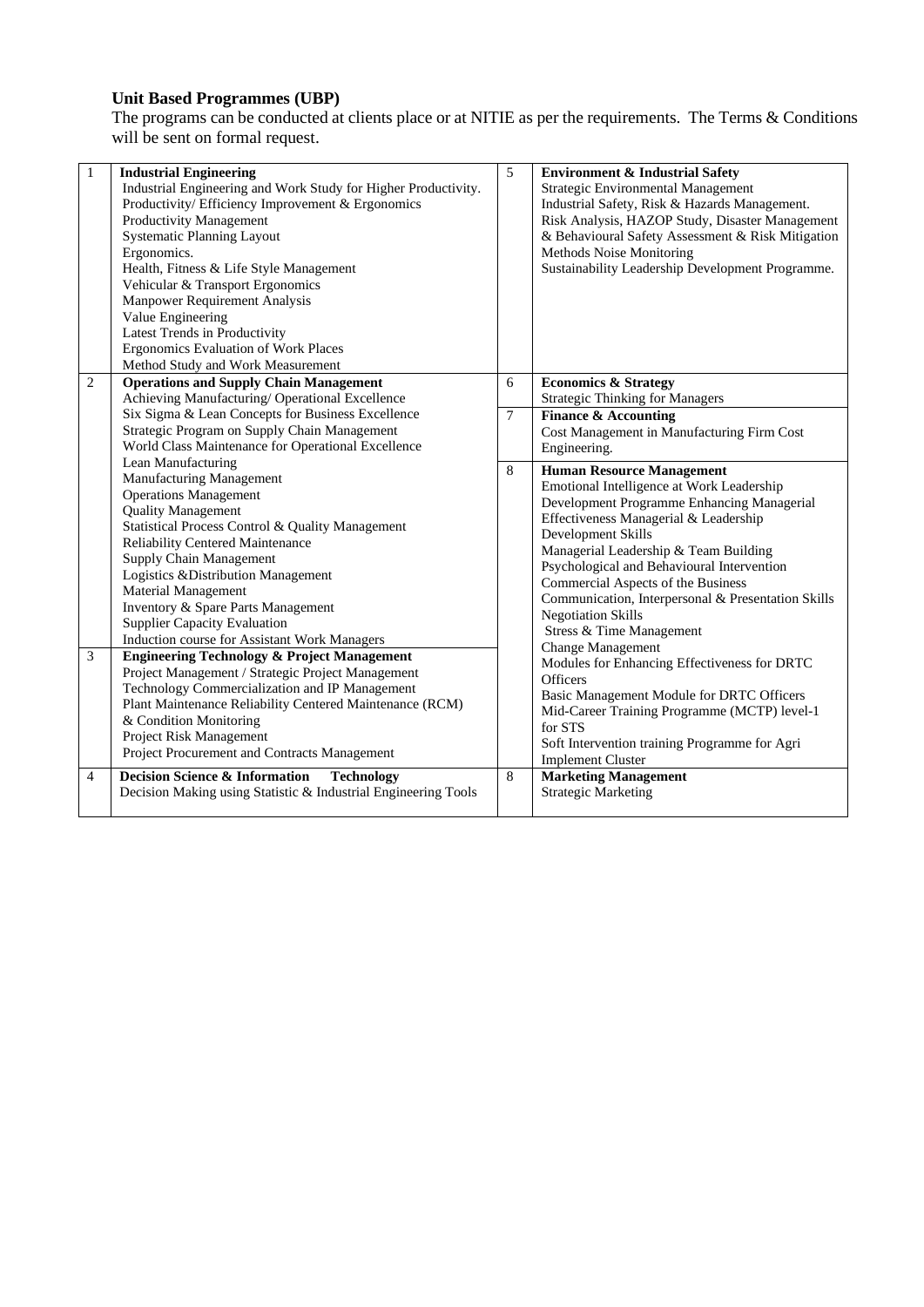**Unit Based Programmes (UBP)**

The programs can be conducted at clients place or at NITIE as per the requirements. The Terms & Conditions will be sent on formal request.

| | | | |
|---|---|---|---|
| 1 | **Industrial Engineering**<br>Industrial Engineering and Work Study for Higher Productivity.<br>Productivity/ Efficiency Improvement & Ergonomics<br>Productivity Management<br>Systematic Planning Layout<br>Ergonomics.<br>Health, Fitness & Life Style Management<br>Vehicular & Transport Ergonomics<br>Manpower Requirement Analysis<br>Value Engineering<br>Latest Trends in Productivity<br>Ergonomics Evaluation of Work Places<br>Method Study and Work Measurement | 5 | **Environment & Industrial Safety**<br>Strategic Environmental Management<br>Industrial Safety, Risk & Hazards Management.<br>Risk Analysis, HAZOP Study, Disaster Management & Behavioural Safety Assessment & Risk Mitigation<br>Methods Noise Monitoring<br>Sustainability Leadership Development Programme. |
| 2 | **Operations and Supply Chain Management**<br>Achieving Manufacturing/ Operational Excellence<br>Six Sigma & Lean Concepts for Business Excellence<br>Strategic Program on Supply Chain Management<br>World Class Maintenance for Operational Excellence<br>Lean Manufacturing<br>Manufacturing Management<br>Operations Management<br>Quality Management<br>Statistical Process Control & Quality Management<br>Reliability Centered Maintenance<br>Supply Chain Management<br>Logistics &Distribution Management<br>Material Management<br>Inventory & Spare Parts Management<br>Supplier Capacity Evaluation<br>Induction course for Assistant Work Managers | 6 | **Economics & Strategy**<br>Strategic Thinking for Managers |
| | | 7 | **Finance & Accounting**<br>Cost Management in Manufacturing Firm Cost Engineering. |
| 3 | **Engineering Technology & Project Management**<br>Project Management / Strategic Project Management<br>Technology Commercialization and IP Management<br>Plant Maintenance Reliability Centered Maintenance (RCM) & Condition Monitoring<br>Project Risk Management<br>Project Procurement and Contracts Management | 8 | **Human Resource Management**<br>Emotional Intelligence at Work Leadership Development Programme Enhancing Managerial Effectiveness Managerial & Leadership Development Skills<br>Managerial Leadership & Team Building<br>Psychological and Behavioural Intervention<br>Commercial Aspects of the Business<br>Communication, Interpersonal & Presentation Skills<br>Negotiation Skills<br>Stress & Time Management<br>Change Management<br>Modules for Enhancing Effectiveness for DRTC Officers<br>Basic Management Module for DRTC Officers<br>Mid-Career Training Programme (MCTP) level-1 for STS<br>Soft Intervention training Programme for Agri Implement Cluster |
| 4 | **Decision Science & Information Technology**<br>Decision Making using Statistic & Industrial Engineering Tools | 8 | **Marketing Management**<br>Strategic Marketing |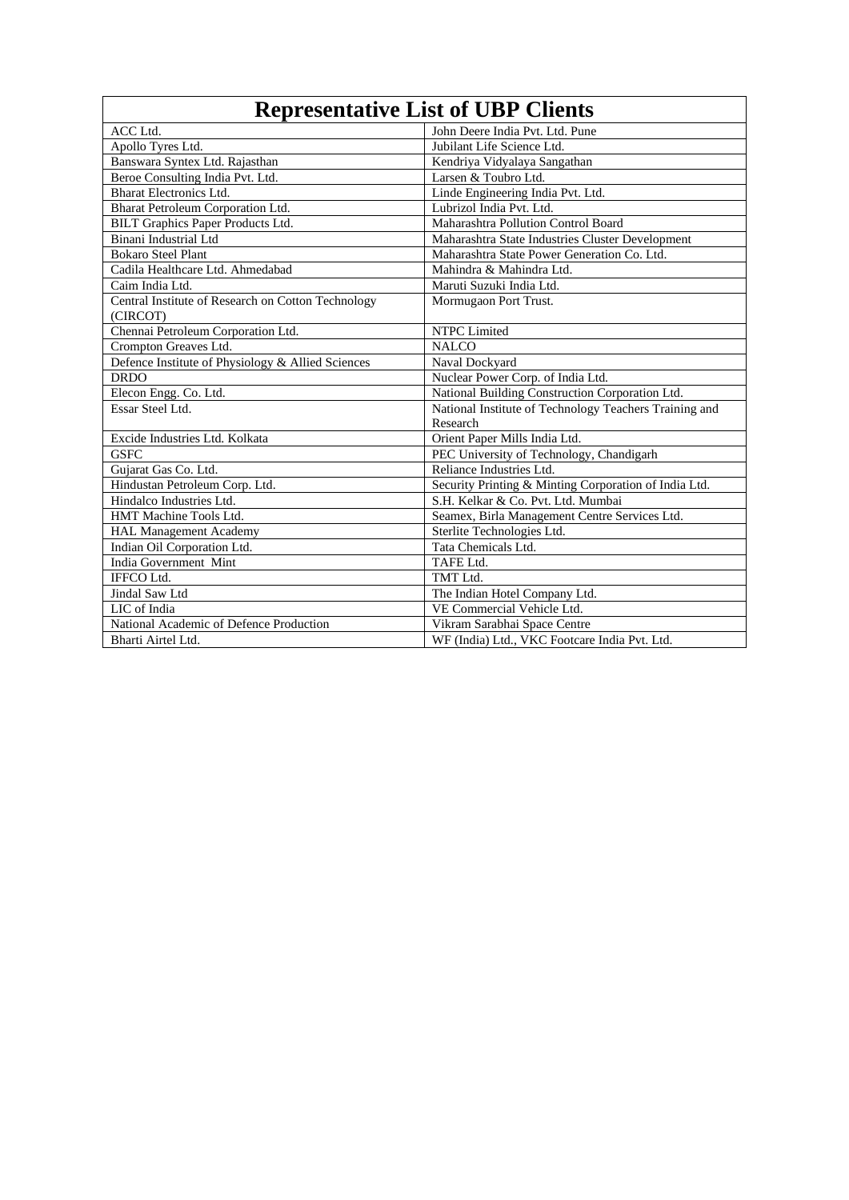| Representative List of UBP Clients | |
|---|---|
| ACC Ltd. | John Deere India Pvt. Ltd. Pune |
| Apollo Tyres Ltd. | Jubilant Life Science Ltd. |
| Banswara Syntex Ltd. Rajasthan | Kendriya Vidyalaya Sangathan |
| Beroe Consulting India Pvt. Ltd. | Larsen & Toubro Ltd. |
| Bharat Electronics Ltd. | Linde Engineering India Pvt. Ltd. |
| Bharat Petroleum Corporation Ltd. | Lubrizol India Pvt. Ltd. |
| BILT Graphics Paper Products Ltd. | Maharashtra Pollution Control Board |
| Binani Industrial Ltd | Maharashtra State Industries Cluster Development |
| Bokaro Steel Plant | Maharashtra State Power Generation Co. Ltd. |
| Cadila Healthcare Ltd. Ahmedabad | Mahindra & Mahindra Ltd. |
| Caim India Ltd. | Maruti Suzuki India Ltd. |
| Central Institute of Research on Cotton Technology (CIRCOT) | Mormugaon Port Trust. |
| Chennai Petroleum Corporation Ltd. | NTPC Limited |
| Crompton Greaves Ltd. | NALCO |
| Defence Institute of Physiology & Allied Sciences | Naval Dockyard |
| DRDO | Nuclear Power Corp. of India Ltd. |
| Elecon Engg. Co. Ltd. | National Building Construction Corporation Ltd. |
| Essar Steel Ltd. | National Institute of Technology Teachers Training and Research |
| Excide Industries Ltd. Kolkata | Orient Paper Mills India Ltd. |
| GSFC | PEC University of Technology, Chandigarh |
| Gujarat Gas Co. Ltd. | Reliance Industries Ltd. |
| Hindustan Petroleum Corp. Ltd. | Security Printing & Minting Corporation of India Ltd. |
| Hindalco Industries Ltd. | S.H. Kelkar & Co. Pvt. Ltd. Mumbai |
| HMT Machine Tools Ltd. | Seamex, Birla Management Centre Services Ltd. |
| HAL Management Academy | Sterlite Technologies Ltd. |
| Indian Oil Corporation Ltd. | Tata Chemicals Ltd. |
| India Government Mint | TAFE Ltd. |
| IFFCO Ltd. | TMT Ltd. |
| Jindal Saw Ltd | The Indian Hotel Company Ltd. |
| LIC of India | VE Commercial Vehicle Ltd. |
| National Academic of Defence Production | Vikram Sarabhai Space Centre |
| Bharti Airtel Ltd. | WF (India) Ltd., VKC Footcare India Pvt. Ltd. |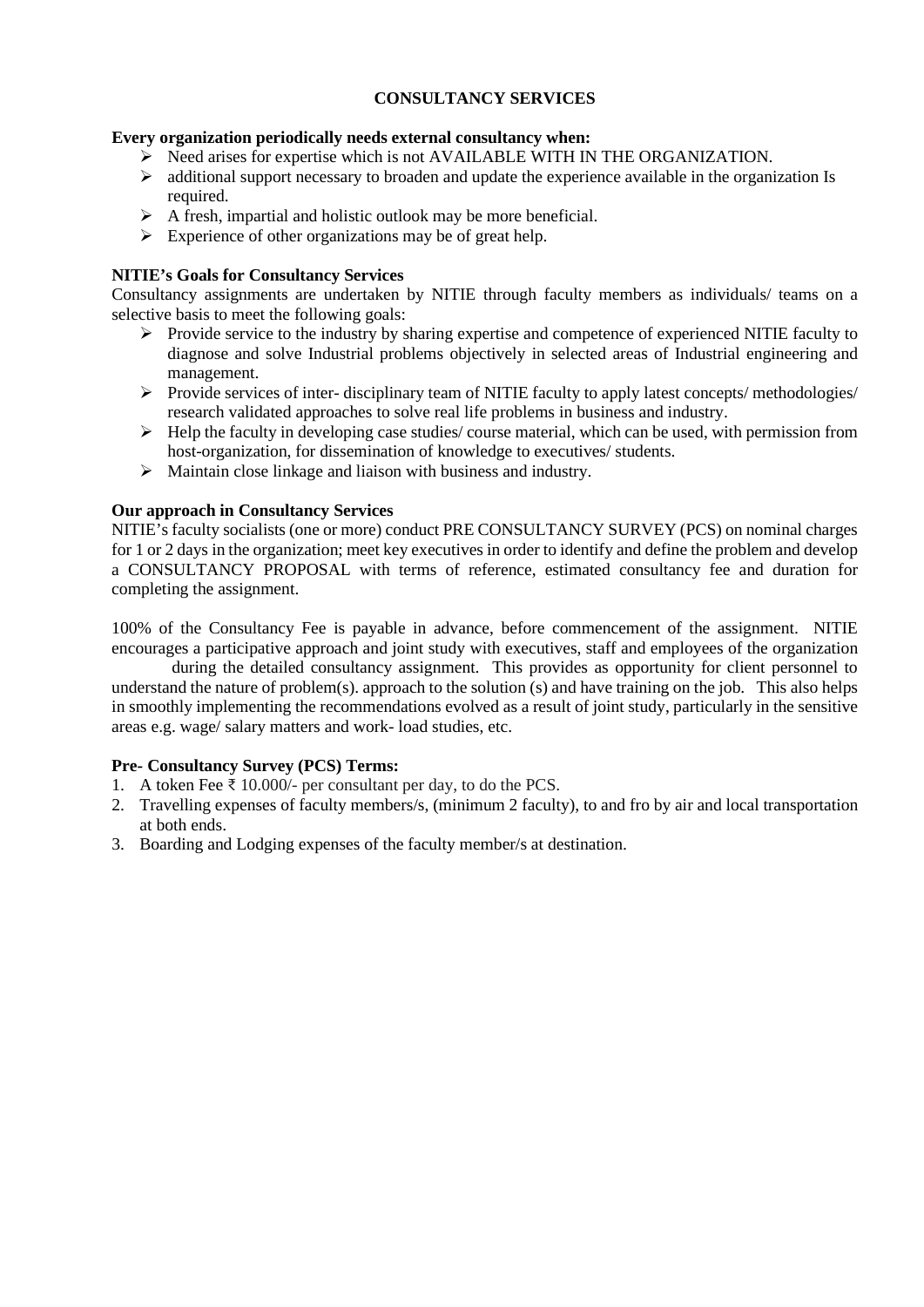# CONSULTANCY SERVICES

**Every organization periodically needs external consultancy when:**

- Need arises for expertise which is not AVAILABLE WITH IN THE ORGANIZATION.
- additional support necessary to broaden and update the experience available in the organization Is required.
- A fresh, impartial and holistic outlook may be more beneficial.
- Experience of other organizations may be of great help.

**NITIE's Goals for Consultancy Services**

Consultancy assignments are undertaken by NITIE through faculty members as individuals/ teams on a selective basis to meet the following goals:

- Provide service to the industry by sharing expertise and competence of experienced NITIE faculty to diagnose and solve Industrial problems objectively in selected areas of Industrial engineering and management.
- Provide services of inter- disciplinary team of NITIE faculty to apply latest concepts/ methodologies/ research validated approaches to solve real life problems in business and industry.
- Help the faculty in developing case studies/ course material, which can be used, with permission from host-organization, for dissemination of knowledge to executives/ students.
- Maintain close linkage and liaison with business and industry.

**Our approach in Consultancy Services**

NITIE's faculty socialists (one or more) conduct PRE CONSULTANCY SURVEY (PCS) on nominal charges for 1 or 2 days in the organization; meet key executives in order to identify and define the problem and develop a CONSULTANCY PROPOSAL with terms of reference, estimated consultancy fee and duration for completing the assignment.

100% of the Consultancy Fee is payable in advance, before commencement of the assignment. NITIE encourages a participative approach and joint study with executives, staff and employees of the organization during the detailed consultancy assignment. This provides as opportunity for client personnel to understand the nature of problem(s). approach to the solution (s) and have training on the job. This also helps in smoothly implementing the recommendations evolved as a result of joint study, particularly in the sensitive areas e.g. wage/ salary matters and work- load studies, etc.

**Pre- Consultancy Survey (PCS) Terms:**

1. A token Fee ₹ 10.000/- per consultant per day, to do the PCS.
2. Travelling expenses of faculty members/s, (minimum 2 faculty), to and fro by air and local transportation at both ends.
3. Boarding and Lodging expenses of the faculty member/s at destination.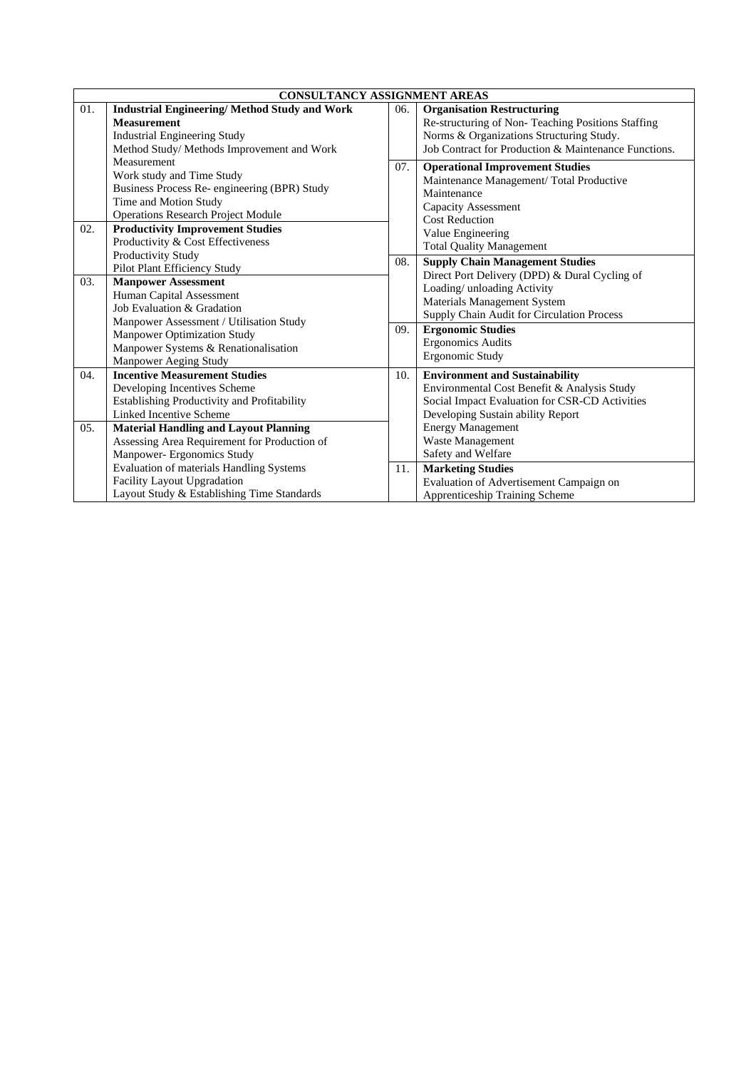| CONSULTANCY ASSIGNMENT AREAS | | | |
|---|---|---|---|
| 01. | **Industrial Engineering/ Method Study and Work Measurement**<br>Industrial Engineering Study<br>Method Study/ Methods Improvement and Work Measurement<br>Work study and Time Study<br>Business Process Re- engineering (BPR) Study<br>Time and Motion Study<br>Operations Research Project Module | 06. | **Organisation Restructuring**<br>Re-structuring of Non- Teaching Positions Staffing Norms & Organizations Structuring Study.<br>Job Contract for Production & Maintenance Functions. |
| 02. | **Productivity Improvement Studies**<br>Productivity & Cost Effectiveness<br>Productivity Study<br>Pilot Plant Efficiency Study | 07. | **Operational Improvement Studies**<br>Maintenance Management/ Total Productive Maintenance<br>Capacity Assessment<br>Cost Reduction<br>Value Engineering<br>Total Quality Management |
| 03. | **Manpower Assessment**<br>Human Capital Assessment<br>Job Evaluation & Gradation<br>Manpower Assessment / Utilisation Study<br>Manpower Optimization Study<br>Manpower Systems & Renationalisation<br>Manpower Aeging Study | 08. | **Supply Chain Management Studies**<br>Direct Port Delivery (DPD) & Dural Cycling of Loading/ unloading Activity<br>Materials Management System<br>Supply Chain Audit for Circulation Process |
| | | 09. | **Ergonomic Studies**<br>Ergonomics Audits<br>Ergonomic Study |
| 04. | **Incentive Measurement Studies**<br>Developing Incentives Scheme<br>Establishing Productivity and Profitability Linked Incentive Scheme | 10. | **Environment and Sustainability**<br>Environmental Cost Benefit & Analysis Study<br>Social Impact Evaluation for CSR-CD Activities<br>Developing Sustain ability Report<br>Energy Management<br>Waste Management<br>Safety and Welfare |
| 05. | **Material Handling and Layout Planning**<br>Assessing Area Requirement for Production of Manpower- Ergonomics Study<br>Evaluation of materials Handling Systems<br>Facility Layout Upgradation<br>Layout Study & Establishing Time Standards | 11. | **Marketing Studies**<br>Evaluation of Advertisement Campaign on Apprenticeship Training Scheme |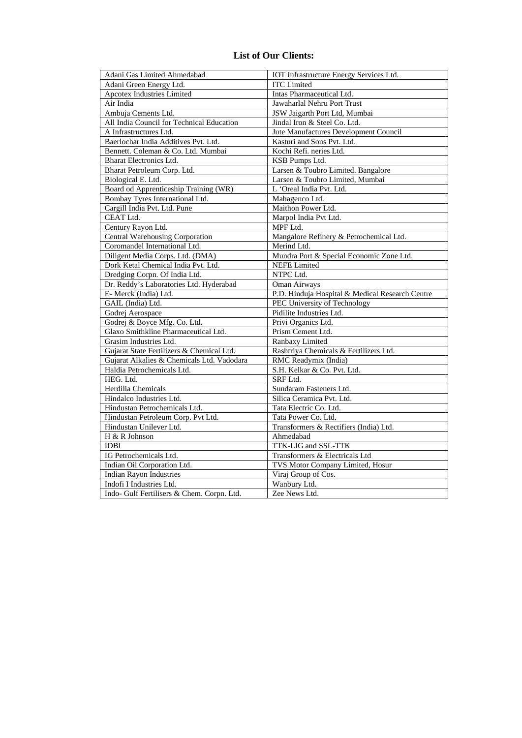## List of Our Clients:

| | |
|---|---|
| Adani Gas Limited Ahmedabad | IOT Infrastructure Energy Services Ltd. |
| Adani Green Energy Ltd. | ITC Limited |
| Apcotex Industries Limited | Intas Pharmaceutical Ltd. |
| Air India | Jawaharlal Nehru Port Trust |
| Ambuja Cements Ltd. | JSW Jaigarth Port Ltd, Mumbai |
| All India Council for Technical Education | Jindal Iron & Steel Co. Ltd. |
| A Infrastructures Ltd. | Jute Manufactures Development Council |
| Baerlochar India Additives Pvt. Ltd. | Kasturi and Sons Pvt. Ltd. |
| Bennett. Coleman & Co. Ltd. Mumbai | Kochi Refi. neries Ltd. |
| Bharat Electronics Ltd. | KSB Pumps Ltd. |
| Bharat Petroleum Corp. Ltd. | Larsen & Toubro Limited. Bangalore |
| Biological E. Ltd. | Larsen & Toubro Limited, Mumbai |
| Board od Apprenticeship Training (WR) | L 'Oreal India Pvt. Ltd. |
| Bombay Tyres International Ltd. | Mahagenco Ltd. |
| Cargill India Pvt. Ltd. Pune | Maithon Power Ltd. |
| CEAT Ltd. | Marpol India Pvt Ltd. |
| Century Rayon Ltd. | MPF Ltd. |
| Central Warehousing Corporation | Mangalore Refinery & Petrochemical Ltd. |
| Coromandel International Ltd. | Merind Ltd. |
| Diligent Media Corps. Ltd. (DMA) | Mundra Port & Special Economic Zone Ltd. |
| Dork Ketal Chemical India Pvt. Ltd. | NEFE Limited |
| Dredging Corpn. Of India Ltd. | NTPC Ltd. |
| Dr. Reddy's Laboratories Ltd. Hyderabad | Oman Airways |
| E- Merck (India) Ltd. | P.D. Hinduja Hospital & Medical Research Centre |
| GAIL (India) Ltd. | PEC University of Technology |
| Godrej Aerospace | Pidilite Industries Ltd. |
| Godrej & Boyce Mfg. Co. Ltd. | Privi Organics Ltd. |
| Glaxo Smithkline Pharmaceutical Ltd. | Prism Cement Ltd. |
| Grasim Industries Ltd. | Ranbaxy Limited |
| Gujarat State Fertilizers & Chemical Ltd. | Rashtriya Chemicals & Fertilizers Ltd. |
| Gujarat Alkalies & Chemicals Ltd. Vadodara | RMC Readymix (India) |
| Haldia Petrochemicals Ltd. | S.H. Kelkar & Co. Pvt. Ltd. |
| HEG. Ltd. | SRF Ltd. |
| Herdilia Chemicals | Sundaram Fasteners Ltd. |
| Hindalco Industries Ltd. | Silica Ceramica Pvt. Ltd. |
| Hindustan Petrochemicals Ltd. | Tata Electric Co. Ltd. |
| Hindustan Petroleum Corp. Pvt Ltd. | Tata Power Co. Ltd. |
| Hindustan Unilever Ltd. | Transformers & Rectifiers (India) Ltd. |
| H & R Johnson | Ahmedabad |
| IDBI | TTK-LIG and SSL-TTK |
| IG Petrochemicals Ltd. | Transformers & Electricals Ltd |
| Indian Oil Corporation Ltd. | TVS Motor Company Limited, Hosur |
| Indian Rayon Industries | Viraj Group of Cos. |
| Indofi I Industries Ltd. | Wanbury Ltd. |
| Indo- Gulf Fertilisers & Chem. Corpn. Ltd. | Zee News Ltd. |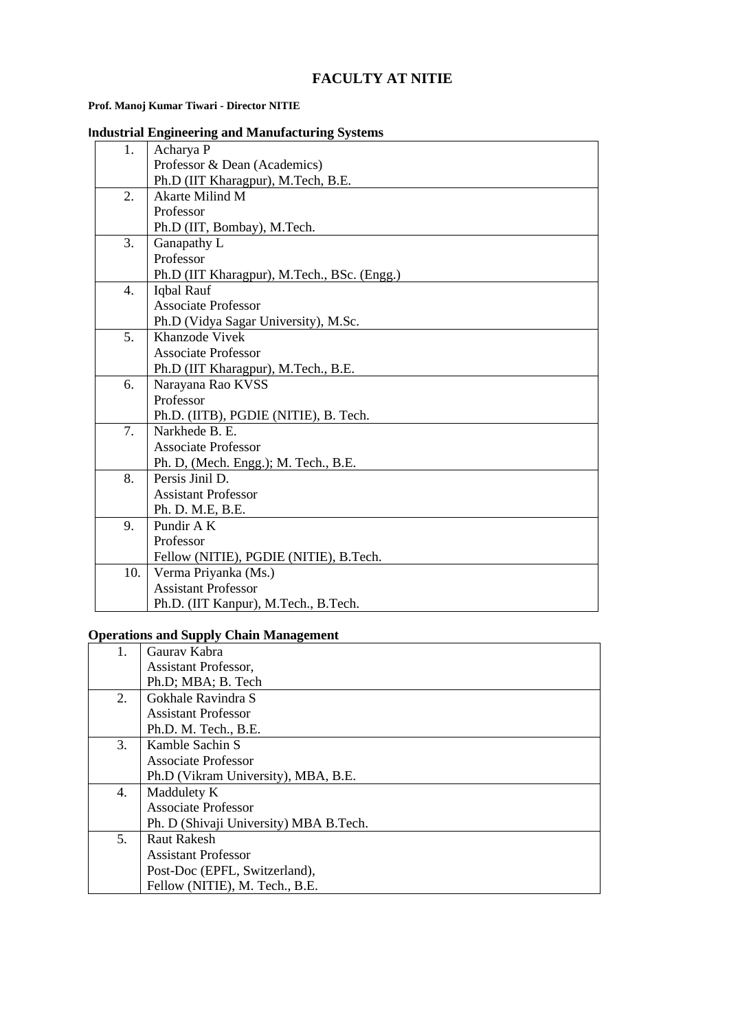# FACULTY AT NITIE

**Prof. Manoj Kumar Tiwari - Director NITIE**

## Industrial Engineering and Manufacturing Systems

| | |
|---|---|
| 1. | Acharya P<br>Professor & Dean (Academics)<br>Ph.D (IIT Kharagpur), M.Tech, B.E. |
| 2. | Akarte Milind M<br>Professor<br>Ph.D (IIT, Bombay), M.Tech. |
| 3. | Ganapathy L<br>Professor<br>Ph.D (IIT Kharagpur), M.Tech., BSc. (Engg.) |
| 4. | Iqbal Rauf<br>Associate Professor<br>Ph.D (Vidya Sagar University), M.Sc. |
| 5. | Khanzode Vivek<br>Associate Professor<br>Ph.D (IIT Kharagpur), M.Tech., B.E. |
| 6. | Narayana Rao KVSS<br>Professor<br>Ph.D. (IITB), PGDIE (NITIE), B. Tech. |
| 7. | Narkhede B. E.<br>Associate Professor<br>Ph. D, (Mech. Engg.); M. Tech., B.E. |
| 8. | Persis Jinil D.<br>Assistant Professor<br>Ph. D. M.E, B.E. |
| 9. | Pundir A K<br>Professor<br>Fellow (NITIE), PGDIE (NITIE), B.Tech. |
| 10. | Verma Priyanka (Ms.)<br>Assistant Professor<br>Ph.D. (IIT Kanpur), M.Tech., B.Tech. |

## Operations and Supply Chain Management

| | |
|---|---|
| 1. | Gaurav Kabra<br>Assistant Professor,<br>Ph.D; MBA; B. Tech |
| 2. | Gokhale Ravindra S<br>Assistant Professor<br>Ph.D. M. Tech., B.E. |
| 3. | Kamble Sachin S<br>Associate Professor<br>Ph.D (Vikram University), MBA, B.E. |
| 4. | Maddulety K<br>Associate Professor<br>Ph. D (Shivaji University) MBA B.Tech. |
| 5. | Raut Rakesh<br>Assistant Professor<br>Post-Doc (EPFL, Switzerland),<br>Fellow (NITIE), M. Tech., B.E. |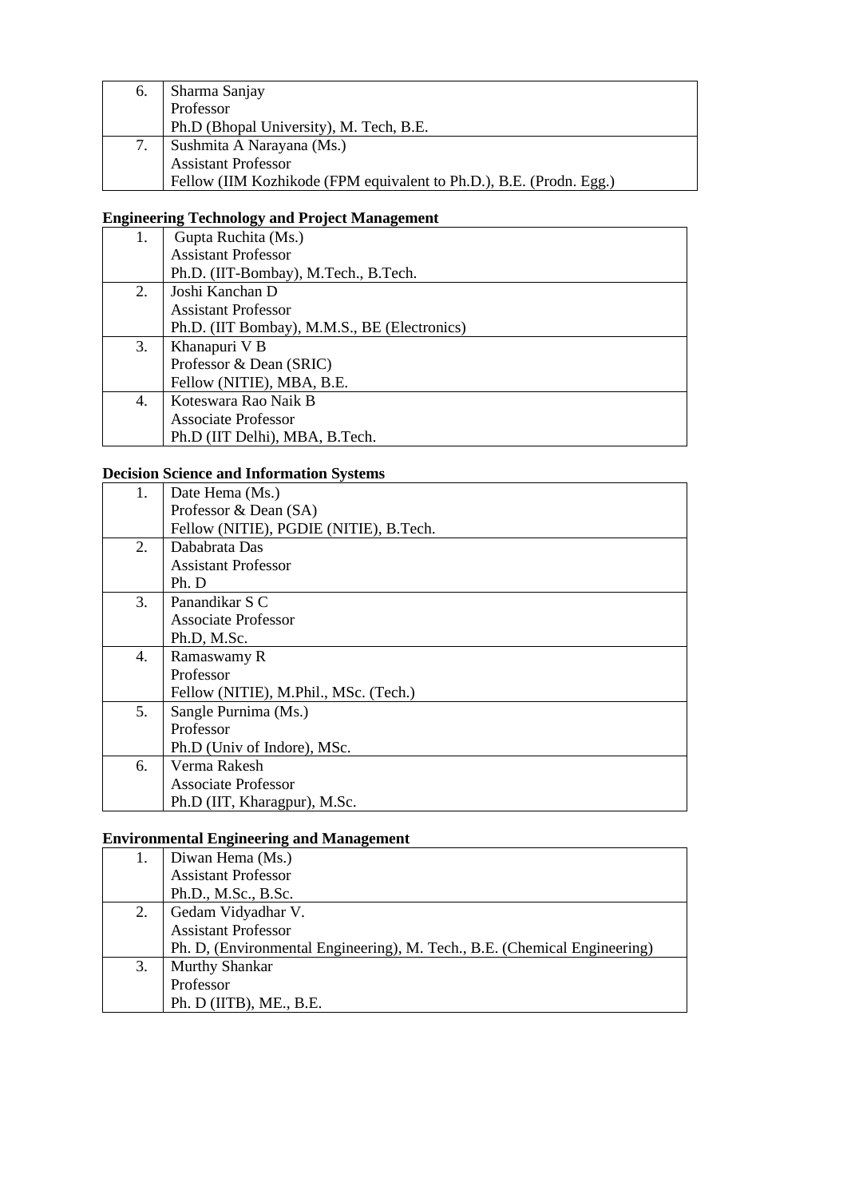| 6. | Sharma Sanjay<br>Professor<br>Ph.D (Bhopal University), M. Tech, B.E. |
|---|---|
| 7. | Sushmita A Narayana (Ms.)<br>Assistant Professor<br>Fellow (IIM Kozhikode (FPM equivalent to Ph.D.), B.E. (Prodn. Egg.) |

**Engineering Technology and Project Management**

| 1. | Gupta Ruchita (Ms.)<br>Assistant Professor<br>Ph.D. (IIT-Bombay), M.Tech., B.Tech. |
|---|---|
| 2. | Joshi Kanchan D<br>Assistant Professor<br>Ph.D. (IIT Bombay), M.M.S., BE (Electronics) |
| 3. | Khanapuri V B<br>Professor & Dean (SRIC)<br>Fellow (NITIE), MBA, B.E. |
| 4. | Koteswara Rao Naik B<br>Associate Professor<br>Ph.D (IIT Delhi), MBA, B.Tech. |

**Decision Science and Information Systems**

| 1. | Date Hema (Ms.)<br>Professor & Dean (SA)<br>Fellow (NITIE), PGDIE (NITIE), B.Tech. |
|---|---|
| 2. | Dababrata Das<br>Assistant Professor<br>Ph. D |
| 3. | Panandikar S C<br>Associate Professor<br>Ph.D, M.Sc. |
| 4. | Ramaswamy R<br>Professor<br>Fellow (NITIE), M.Phil., MSc. (Tech.) |
| 5. | Sangle Purnima (Ms.)<br>Professor<br>Ph.D (Univ of Indore), MSc. |
| 6. | Verma Rakesh<br>Associate Professor<br>Ph.D (IIT, Kharagpur), M.Sc. |

**Environmental Engineering and Management**

| 1. | Diwan Hema (Ms.)<br>Assistant Professor<br>Ph.D., M.Sc., B.Sc. |
|---|---|
| 2. | Gedam Vidyadhar V.<br>Assistant Professor<br>Ph. D, (Environmental Engineering), M. Tech., B.E. (Chemical Engineering) |
| 3. | Murthy Shankar<br>Professor<br>Ph. D (IITB), ME., B.E. |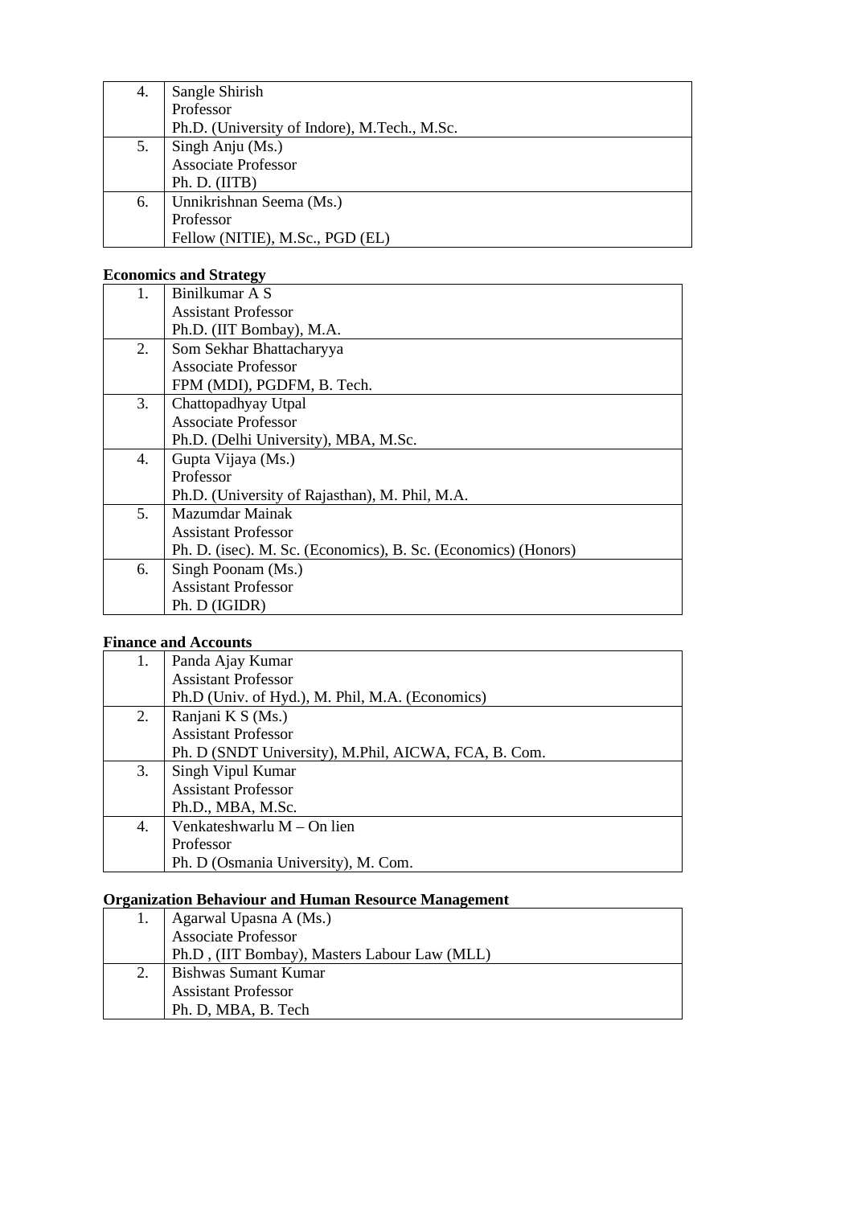| | |
|---|---|
| 4. | Sangle Shirish<br>Professor<br>Ph.D. (University of Indore), M.Tech., M.Sc. |
| 5. | Singh Anju (Ms.)<br>Associate Professor<br>Ph. D. (IITB) |
| 6. | Unnikrishnan Seema (Ms.)<br>Professor<br>Fellow (NITIE), M.Sc., PGD (EL) |

**Economics and Strategy**

| | |
|---|---|
| 1. | Binilkumar A S<br>Assistant Professor<br>Ph.D. (IIT Bombay), M.A. |
| 2. | Som Sekhar Bhattacharyya<br>Associate Professor<br>FPM (MDI), PGDFM, B. Tech. |
| 3. | Chattopadhyay Utpal<br>Associate Professor<br>Ph.D. (Delhi University), MBA, M.Sc. |
| 4. | Gupta Vijaya (Ms.)<br>Professor<br>Ph.D. (University of Rajasthan), M. Phil, M.A. |
| 5. | Mazumdar Mainak<br>Assistant Professor<br>Ph. D. (isec). M. Sc. (Economics), B. Sc. (Economics) (Honors) |
| 6. | Singh Poonam (Ms.)<br>Assistant Professor<br>Ph. D (IGIDR) |

**Finance and Accounts**

| | |
|---|---|
| 1. | Panda Ajay Kumar<br>Assistant Professor<br>Ph.D (Univ. of Hyd.), M. Phil, M.A. (Economics) |
| 2. | Ranjani K S (Ms.)<br>Assistant Professor<br>Ph. D (SNDT University), M.Phil, AICWA, FCA, B. Com. |
| 3. | Singh Vipul Kumar<br>Assistant Professor<br>Ph.D., MBA, M.Sc. |
| 4. | Venkateshwarlu M – On lien<br>Professor<br>Ph. D (Osmania University), M. Com. |

**Organization Behaviour and Human Resource Management**

| | |
|---|---|
| 1. | Agarwal Upasna A (Ms.)<br>Associate Professor<br>Ph.D , (IIT Bombay), Masters Labour Law (MLL) |
| 2. | Bishwas Sumant Kumar<br>Assistant Professor<br>Ph. D, MBA, B. Tech |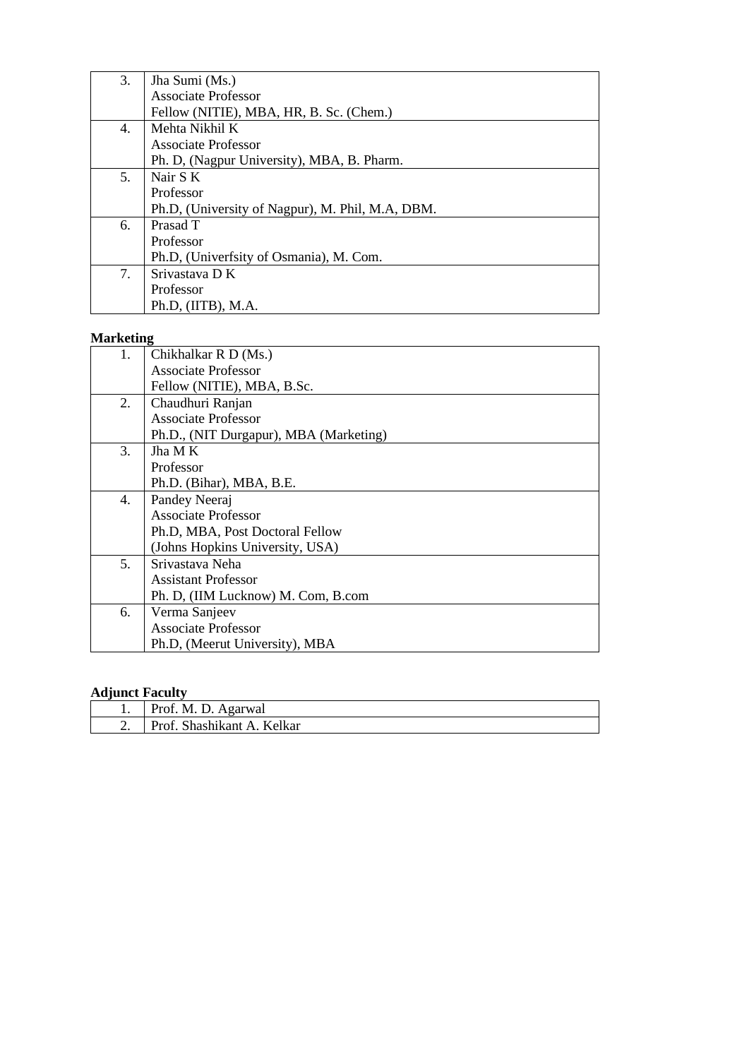| | |
|---|---|
| 3. | Jha Sumi (Ms.)<br>Associate Professor<br>Fellow (NITIE), MBA, HR, B. Sc. (Chem.) |
| 4. | Mehta Nikhil K<br>Associate Professor<br>Ph. D, (Nagpur University), MBA, B. Pharm. |
| 5. | Nair S K<br>Professor<br>Ph.D, (University of Nagpur), M. Phil, M.A, DBM. |
| 6. | Prasad T<br>Professor<br>Ph.D, (Univerfsity of Osmania), M. Com. |
| 7. | Srivastava D K<br>Professor<br>Ph.D, (IITB), M.A. |

**Marketing**

| | |
|---|---|
| 1. | Chikhalkar R D (Ms.)<br>Associate Professor<br>Fellow (NITIE), MBA, B.Sc. |
| 2. | Chaudhuri Ranjan<br>Associate Professor<br>Ph.D., (NIT Durgapur), MBA (Marketing) |
| 3. | Jha M K<br>Professor<br>Ph.D. (Bihar), MBA, B.E. |
| 4. | Pandey Neeraj<br>Associate Professor<br>Ph.D, MBA, Post Doctoral Fellow<br>(Johns Hopkins University, USA) |
| 5. | Srivastava Neha<br>Assistant Professor<br>Ph. D, (IIM Lucknow) M. Com, B.com |
| 6. | Verma Sanjeev<br>Associate Professor<br>Ph.D, (Meerut University), MBA |

**Adjunct Faculty**

| | |
|---|---|
| 1. | Prof. M. D. Agarwal |
| 2. | Prof. Shashikant A. Kelkar |